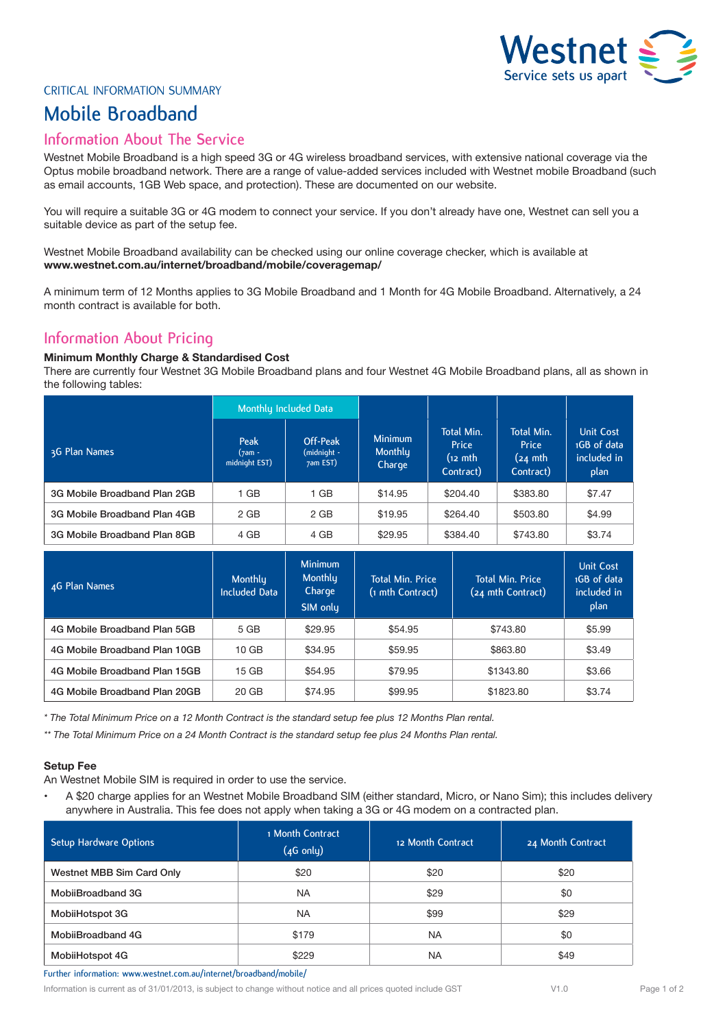Westnet
Service sets us apart

CRITICAL INFORMATION SUMMARY

# Mobile Broadband

## Information About The Service

Westnet Mobile Broadband is a high speed 3G or 4G wireless broadband services, with extensive national coverage via the Optus mobile broadband network. There are a range of value-added services included with Westnet mobile Broadband (such as email accounts, 1GB Web space, and protection). These are documented on our website.

You will require a suitable 3G or 4G modem to connect your service. If you don't already have one, Westnet can sell you a suitable device as part of the setup fee.

Westnet Mobile Broadband availability can be checked using our online coverage checker, which is available at **www.westnet.com.au/internet/broadband/mobile/coveragemap/**

A minimum term of 12 Months applies to 3G Mobile Broadband and 1 Month for 4G Mobile Broadband. Alternatively, a 24 month contract is available for both.

## Information About Pricing

**Minimum Monthly Charge & Standardised Cost**

There are currently four Westnet 3G Mobile Broadband plans and four Westnet 4G Mobile Broadband plans, all as shown in the following tables:

| 3G Plan Names | Monthly Included Data | | Minimum Monthly Charge | Total Min. Price (12 mth Contract) | Total Min. Price (24 mth Contract) | Unit Cost 1GB of data included in plan |
|---|---|---|---|---|---|---|
| | Peak (7am - midnight EST) | Off-Peak (midnight - 7am EST) | | | | |
| 3G Mobile Broadband Plan 2GB | 1 GB | 1 GB | $14.95 | $204.40 | $383.80 | $7.47 |
| 3G Mobile Broadband Plan 4GB | 2 GB | 2 GB | $19.95 | $264.40 | $503.80 | $4.99 |
| 3G Mobile Broadband Plan 8GB | 4 GB | 4 GB | $29.95 | $384.40 | $743.80 | $3.74 |

| 4G Plan Names | Monthly Included Data | Minimum Monthly Charge SIM only | Total Min. Price (1 mth Contract) | Total Min. Price (24 mth Contract) | Unit Cost 1GB of data included in plan |
|---|---|---|---|---|---|
| 4G Mobile Broadband Plan 5GB | 5 GB | $29.95 | $54.95 | $743.80 | $5.99 |
| 4G Mobile Broadband Plan 10GB | 10 GB | $34.95 | $59.95 | $863.80 | $3.49 |
| 4G Mobile Broadband Plan 15GB | 15 GB | $54.95 | $79.95 | $1343.80 | $3.66 |
| 4G Mobile Broadband Plan 20GB | 20 GB | $74.95 | $99.95 | $1823.80 | $3.74 |

*\* The Total Minimum Price on a 12 Month Contract is the standard setup fee plus 12 Months Plan rental.*

*\*\* The Total Minimum Price on a 24 Month Contract is the standard setup fee plus 24 Months Plan rental.*

**Setup Fee**

An Westnet Mobile SIM is required in order to use the service.

- A $20 charge applies for an Westnet Mobile Broadband SIM (either standard, Micro, or Nano Sim); this includes delivery anywhere in Australia. This fee does not apply when taking a 3G or 4G modem on a contracted plan.

| Setup Hardware Options | 1 Month Contract (4G only) | 12 Month Contract | 24 Month Contract |
|---|---|---|---|
| Westnet MBB Sim Card Only | $20 | $20 | $20 |
| MobiiBroadband 3G | NA | $29 | $0 |
| MobiiHotspot 3G | NA | $99 | $29 |
| MobiiBroadband 4G | $179 | NA | $0 |
| MobiiHotspot 4G | $229 | NA | $49 |

Further information: www.westnet.com.au/internet/broadband/mobile/

Information is current as of 31/01/2013, is subject to change without notice and all prices quoted include GST

V1.0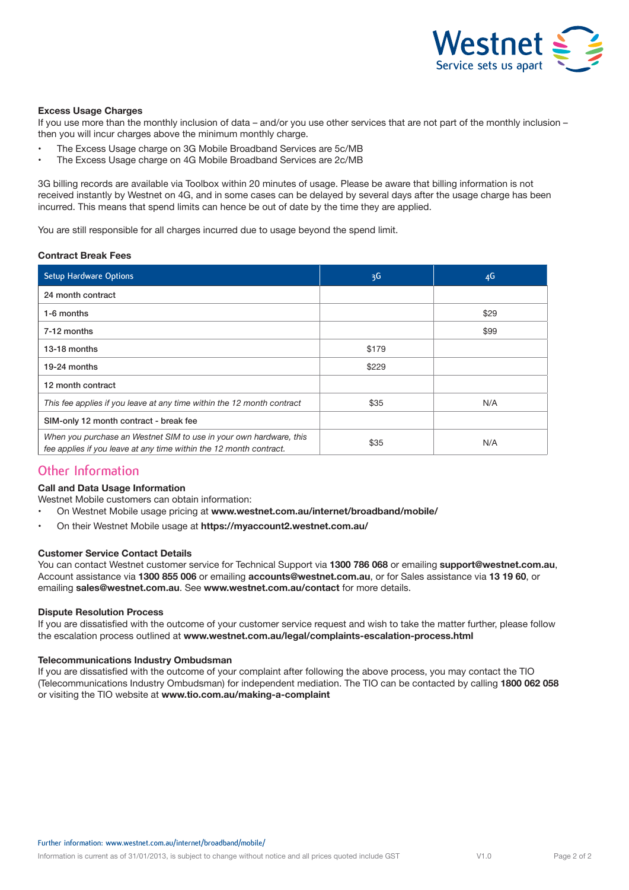### Excess Usage Charges

If you use more than the monthly inclusion of data – and/or you use other services that are not part of the monthly inclusion – then you will incur charges above the minimum monthly charge.

- The Excess Usage charge on 3G Mobile Broadband Services are 5c/MB
- The Excess Usage charge on 4G Mobile Broadband Services are 2c/MB

3G billing records are available via Toolbox within 20 minutes of usage. Please be aware that billing information is not received instantly by Westnet on 4G, and in some cases can be delayed by several days after the usage charge has been incurred. This means that spend limits can hence be out of date by the time they are applied.

You are still responsible for all charges incurred due to usage beyond the spend limit.

### Contract Break Fees

| Setup Hardware Options | 3G | 4G |
|---|---|---|
| 24 month contract | | |
| 1-6 months | | $29 |
| 7-12 months | | $99 |
| 13-18 months | $179 | |
| 19-24 months | $229 | |
| 12 month contract | | |
| *This fee applies if you leave at any time within the 12 month contract* | $35 | N/A |
| SIM-only 12 month contract - break fee | | |
| *When you purchase an Westnet SIM to use in your own hardware, this fee applies if you leave at any time within the 12 month contract.* | $35 | N/A |

## Other Information

### Call and Data Usage Information

Westnet Mobile customers can obtain information:

- On Westnet Mobile usage pricing at **www.westnet.com.au/internet/broadband/mobile/**
- On their Westnet Mobile usage at **https://myaccount2.westnet.com.au/**

### Customer Service Contact Details

You can contact Westnet customer service for Technical Support via **1300 786 068** or emailing **support@westnet.com.au**, Account assistance via **1300 855 006** or emailing **accounts@westnet.com.au**, or for Sales assistance via **13 19 60**, or emailing **sales@westnet.com.au**. See **www.westnet.com.au/contact** for more details.

### Dispute Resolution Process

If you are dissatisfied with the outcome of your customer service request and wish to take the matter further, please follow the escalation process outlined at **www.westnet.com.au/legal/complaints-escalation-process.html**

### Telecommunications Industry Ombudsman

If you are dissatisfied with the outcome of your complaint after following the above process, you may contact the TIO (Telecommunications Industry Ombudsman) for independent mediation. The TIO can be contacted by calling **1800 062 058** or visiting the TIO website at **www.tio.com.au/making-a-complaint**

Further information: www.westnet.com.au/internet/broadband/mobile/

Information is current as of 31/01/2013, is subject to change without notice and all prices quoted include GST V1.0